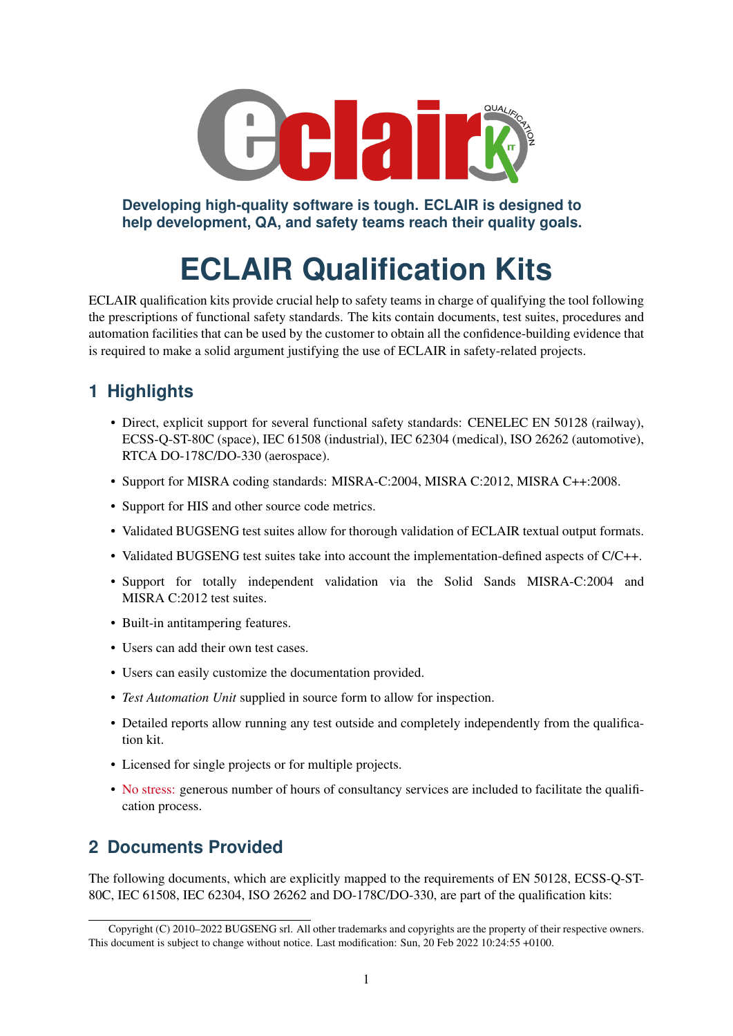Developing high-quality software is tough. ECLAIR is designed to help development, QA, and safety teams reach their quality goals.

# ECLAIR Qualification Kits

ECLAIR qualification kits provide crucial help to safety teams in charge of qualifying the tool following the prescriptions of functional safety standards. The kits contain documents, test suites, procedures and automation facilities that can be used by the customer to obtain all the confidence-building evidence that is required to make a solid argument justifying the use of ECLAIR in safety-related projects.

## 1 Highlights

- Direct, explicit support for several functional safety standards: CENELEC EN 50128 (railway), ECSS-Q-ST-80C (space), IEC 61508 (industrial), IEC 62304 (medical), ISO 26262 (automotive), RTCA DO-178C/DO-330 (aerospace).
- Support for MISRA coding standards: MISRA-C:2004, MISRA C:2012, MISRA C++:2008.
- Support for HIS and other source code metrics.
- Validated BUGSENG test suites allow for thorough validation of ECLAIR textual output formats.
- Validated BUGSENG test suites take into account the implementation-defined aspects of C/C++.
- Support for totally independent validation via the Solid Sands MISRA-C:2004 and MISRA C:2012 test suites.
- Built-in antitampering features.
- Users can add their own test cases.
- Users can easily customize the documentation provided.
- *Test Automation Unit* supplied in source form to allow for inspection.
- Detailed reports allow running any test outside and completely independently from the qualification kit.
- Licensed for single projects or for multiple projects.
- No stress: generous number of hours of consultancy services are included to facilitate the qualification process.

## 2 Documents Provided

The following documents, which are explicitly mapped to the requirements of EN 50128, ECSS-Q-ST-80C, IEC 61508, IEC 62304, ISO 26262 and DO-178C/DO-330, are part of the qualification kits:

Copyright (C) 2010–2022 BUGSENG srl. All other trademarks and copyrights are the property of their respective owners. This document is subject to change without notice. Last modification: Sun, 20 Feb 2022 10:24:55 +0100.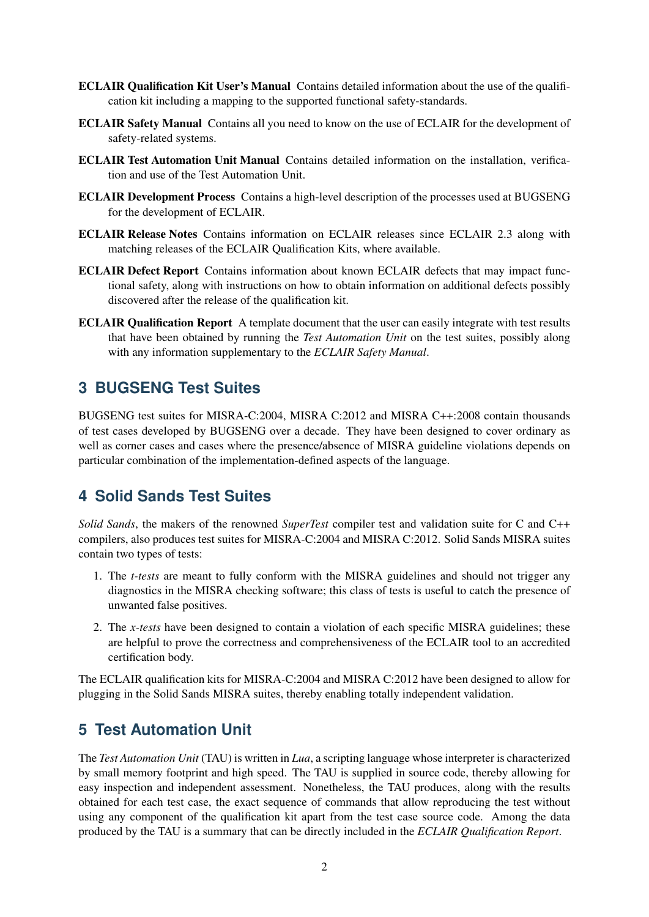**ECLAIR Qualification Kit User's Manual** Contains detailed information about the use of the qualification kit including a mapping to the supported functional safety-standards.

**ECLAIR Safety Manual** Contains all you need to know on the use of ECLAIR for the development of safety-related systems.

**ECLAIR Test Automation Unit Manual** Contains detailed information on the installation, verification and use of the Test Automation Unit.

**ECLAIR Development Process** Contains a high-level description of the processes used at BUGSENG for the development of ECLAIR.

**ECLAIR Release Notes** Contains information on ECLAIR releases since ECLAIR 2.3 along with matching releases of the ECLAIR Qualification Kits, where available.

**ECLAIR Defect Report** Contains information about known ECLAIR defects that may impact functional safety, along with instructions on how to obtain information on additional defects possibly discovered after the release of the qualification kit.

**ECLAIR Qualification Report** A template document that the user can easily integrate with test results that have been obtained by running the *Test Automation Unit* on the test suites, possibly along with any information supplementary to the *ECLAIR Safety Manual*.

## 3 BUGSENG Test Suites

BUGSENG test suites for MISRA-C:2004, MISRA C:2012 and MISRA C++:2008 contain thousands of test cases developed by BUGSENG over a decade. They have been designed to cover ordinary as well as corner cases and cases where the presence/absence of MISRA guideline violations depends on particular combination of the implementation-defined aspects of the language.

## 4 Solid Sands Test Suites

*Solid Sands*, the makers of the renowned *SuperTest* compiler test and validation suite for C and C++ compilers, also produces test suites for MISRA-C:2004 and MISRA C:2012. Solid Sands MISRA suites contain two types of tests:

1. The *t-tests* are meant to fully conform with the MISRA guidelines and should not trigger any diagnostics in the MISRA checking software; this class of tests is useful to catch the presence of unwanted false positives.
2. The *x-tests* have been designed to contain a violation of each specific MISRA guidelines; these are helpful to prove the correctness and comprehensiveness of the ECLAIR tool to an accredited certification body.

The ECLAIR qualification kits for MISRA-C:2004 and MISRA C:2012 have been designed to allow for plugging in the Solid Sands MISRA suites, thereby enabling totally independent validation.

## 5 Test Automation Unit

The *Test Automation Unit* (TAU) is written in *Lua*, a scripting language whose interpreter is characterized by small memory footprint and high speed. The TAU is supplied in source code, thereby allowing for easy inspection and independent assessment. Nonetheless, the TAU produces, along with the results obtained for each test case, the exact sequence of commands that allow reproducing the test without using any component of the qualification kit apart from the test case source code. Among the data produced by the TAU is a summary that can be directly included in the *ECLAIR Qualification Report*.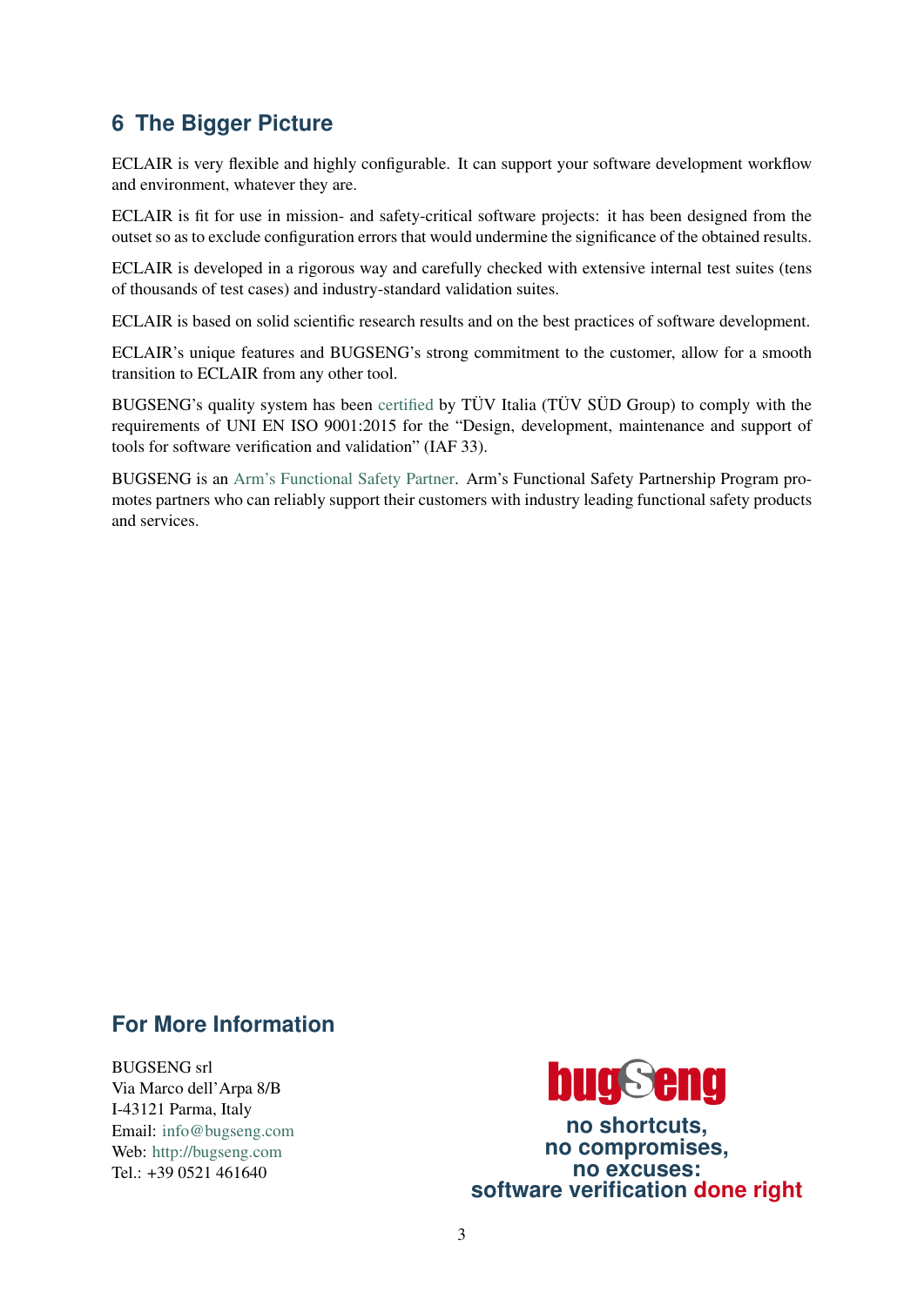## 6 The Bigger Picture

ECLAIR is very flexible and highly configurable. It can support your software development workflow and environment, whatever they are.

ECLAIR is fit for use in mission- and safety-critical software projects: it has been designed from the outset so as to exclude configuration errors that would undermine the significance of the obtained results.

ECLAIR is developed in a rigorous way and carefully checked with extensive internal test suites (tens of thousands of test cases) and industry-standard validation suites.

ECLAIR is based on solid scientific research results and on the best practices of software development.

ECLAIR's unique features and BUGSENG's strong commitment to the customer, allow for a smooth transition to ECLAIR from any other tool.

BUGSENG's quality system has been certified by TÜV Italia (TÜV SÜD Group) to comply with the requirements of UNI EN ISO 9001:2015 for the "Design, development, maintenance and support of tools for software verification and validation" (IAF 33).

BUGSENG is an Arm's Functional Safety Partner. Arm's Functional Safety Partnership Program promotes partners who can reliably support their customers with industry leading functional safety products and services.

## For More Information

BUGSENG srl
Via Marco dell'Arpa 8/B
I-43121 Parma, Italy
Email: info@bugseng.com
Web: http://bugseng.com
Tel.: +39 0521 461640

bugseng

**no shortcuts,
no compromises,
no excuses:
software verification done right**